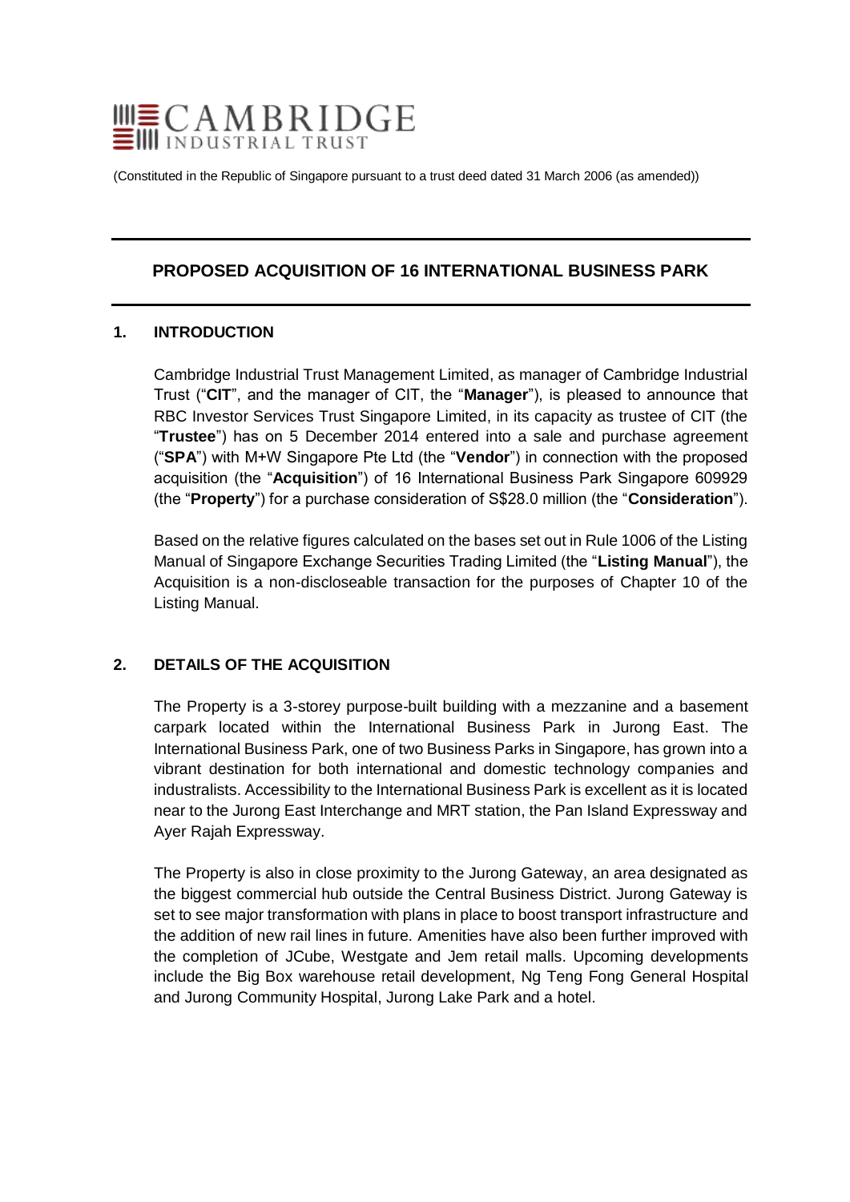# CAMBRIDGE INDUSTRIAL TRUST

(Constituted in the Republic of Singapore pursuant to a trust deed dated 31 March 2006 (as amended))

## PROPOSED ACQUISITION OF 16 INTERNATIONAL BUSINESS PARK

### 1. INTRODUCTION

Cambridge Industrial Trust Management Limited, as manager of Cambridge Industrial Trust ("**CIT**", and the manager of CIT, the "**Manager**"), is pleased to announce that RBC Investor Services Trust Singapore Limited, in its capacity as trustee of CIT (the "**Trustee**") has on 5 December 2014 entered into a sale and purchase agreement ("**SPA**") with M+W Singapore Pte Ltd (the "**Vendor**") in connection with the proposed acquisition (the "**Acquisition**") of 16 International Business Park Singapore 609929 (the "**Property**") for a purchase consideration of S$28.0 million (the "**Consideration**").

Based on the relative figures calculated on the bases set out in Rule 1006 of the Listing Manual of Singapore Exchange Securities Trading Limited (the "**Listing Manual**"), the Acquisition is a non-discloseable transaction for the purposes of Chapter 10 of the Listing Manual.

### 2. DETAILS OF THE ACQUISITION

The Property is a 3-storey purpose-built building with a mezzanine and a basement carpark located within the International Business Park in Jurong East. The International Business Park, one of two Business Parks in Singapore, has grown into a vibrant destination for both international and domestic technology companies and industralists. Accessibility to the International Business Park is excellent as it is located near to the Jurong East Interchange and MRT station, the Pan Island Expressway and Ayer Rajah Expressway.

The Property is also in close proximity to the Jurong Gateway, an area designated as the biggest commercial hub outside the Central Business District. Jurong Gateway is set to see major transformation with plans in place to boost transport infrastructure and the addition of new rail lines in future. Amenities have also been further improved with the completion of JCube, Westgate and Jem retail malls. Upcoming developments include the Big Box warehouse retail development, Ng Teng Fong General Hospital and Jurong Community Hospital, Jurong Lake Park and a hotel.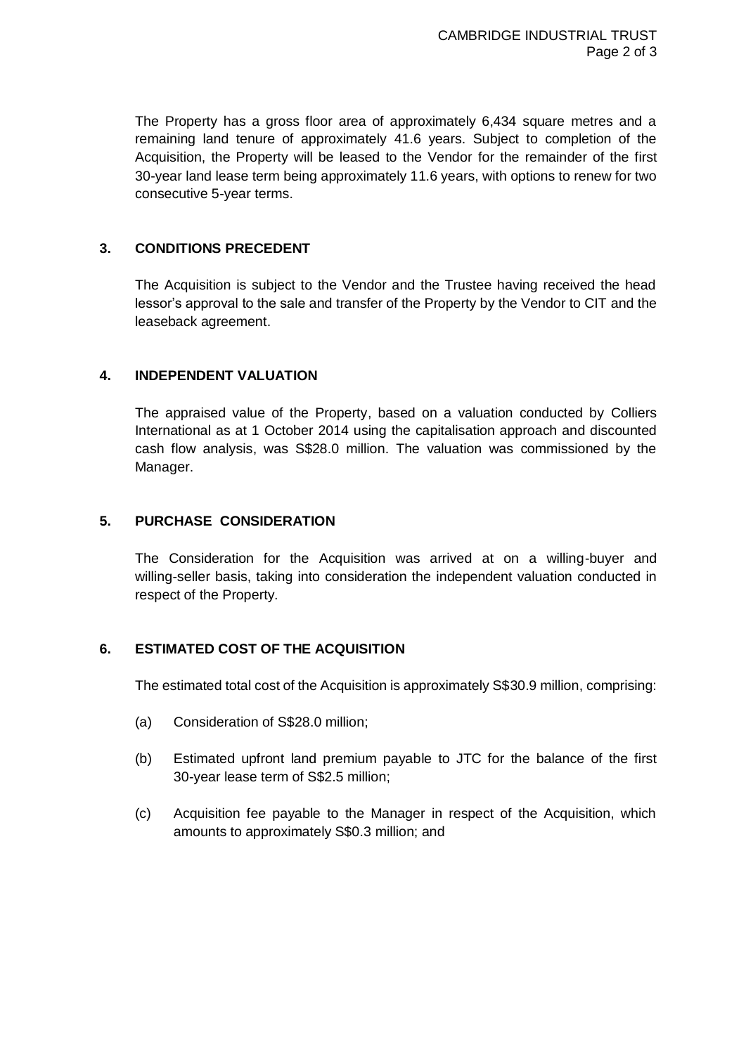The Property has a gross floor area of approximately 6,434 square metres and a remaining land tenure of approximately 41.6 years. Subject to completion of the Acquisition, the Property will be leased to the Vendor for the remainder of the first 30-year land lease term being approximately 11.6 years, with options to renew for two consecutive 5-year terms.

## 3. CONDITIONS PRECEDENT

The Acquisition is subject to the Vendor and the Trustee having received the head lessor's approval to the sale and transfer of the Property by the Vendor to CIT and the leaseback agreement.

## 4. INDEPENDENT VALUATION

The appraised value of the Property, based on a valuation conducted by Colliers International as at 1 October 2014 using the capitalisation approach and discounted cash flow analysis, was S$28.0 million. The valuation was commissioned by the Manager.

## 5. PURCHASE CONSIDERATION

The Consideration for the Acquisition was arrived at on a willing-buyer and willing-seller basis, taking into consideration the independent valuation conducted in respect of the Property.

## 6. ESTIMATED COST OF THE ACQUISITION

The estimated total cost of the Acquisition is approximately S$30.9 million, comprising:

(a) Consideration of S$28.0 million;

(b) Estimated upfront land premium payable to JTC for the balance of the first 30-year lease term of S$2.5 million;

(c) Acquisition fee payable to the Manager in respect of the Acquisition, which amounts to approximately S$0.3 million; and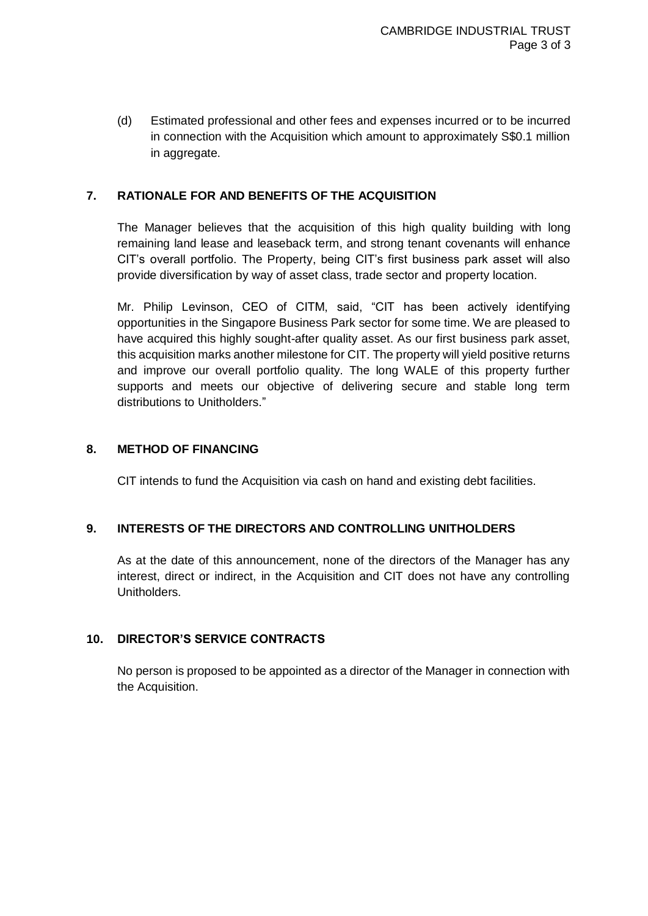(d) Estimated professional and other fees and expenses incurred or to be incurred in connection with the Acquisition which amount to approximately S$0.1 million in aggregate.

## 7. RATIONALE FOR AND BENEFITS OF THE ACQUISITION

The Manager believes that the acquisition of this high quality building with long remaining land lease and leaseback term, and strong tenant covenants will enhance CIT's overall portfolio. The Property, being CIT's first business park asset will also provide diversification by way of asset class, trade sector and property location.

Mr. Philip Levinson, CEO of CITM, said, "CIT has been actively identifying opportunities in the Singapore Business Park sector for some time. We are pleased to have acquired this highly sought-after quality asset. As our first business park asset, this acquisition marks another milestone for CIT. The property will yield positive returns and improve our overall portfolio quality. The long WALE of this property further supports and meets our objective of delivering secure and stable long term distributions to Unitholders."

## 8. METHOD OF FINANCING

CIT intends to fund the Acquisition via cash on hand and existing debt facilities.

## 9. INTERESTS OF THE DIRECTORS AND CONTROLLING UNITHOLDERS

As at the date of this announcement, none of the directors of the Manager has any interest, direct or indirect, in the Acquisition and CIT does not have any controlling Unitholders.

## 10. DIRECTOR'S SERVICE CONTRACTS

No person is proposed to be appointed as a director of the Manager in connection with the Acquisition.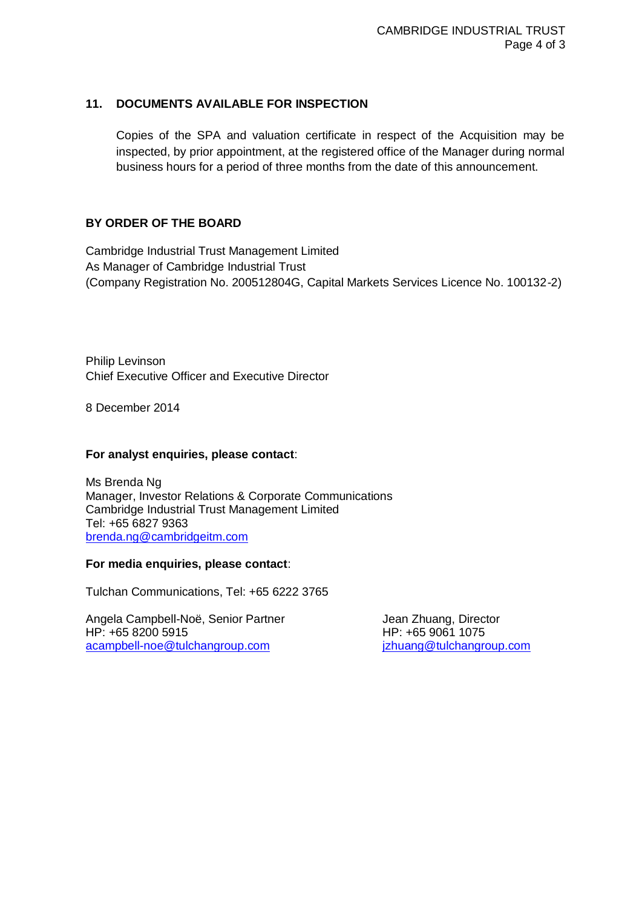## 11. DOCUMENTS AVAILABLE FOR INSPECTION

Copies of the SPA and valuation certificate in respect of the Acquisition may be inspected, by prior appointment, at the registered office of the Manager during normal business hours for a period of three months from the date of this announcement.

**BY ORDER OF THE BOARD**

Cambridge Industrial Trust Management Limited
As Manager of Cambridge Industrial Trust
(Company Registration No. 200512804G, Capital Markets Services Licence No. 100132-2)

Philip Levinson
Chief Executive Officer and Executive Director

8 December 2014

**For analyst enquiries, please contact**:

Ms Brenda Ng
Manager, Investor Relations & Corporate Communications
Cambridge Industrial Trust Management Limited
Tel: +65 6827 9363
brenda.ng@cambridgeitm.com

**For media enquiries, please contact**:

Tulchan Communications, Tel: +65 6222 3765

Angela Campbell-Noë, Senior Partner
HP: +65 8200 5915
acampbell-noe@tulchangroup.com

Jean Zhuang, Director
HP: +65 9061 1075
jzhuang@tulchangroup.com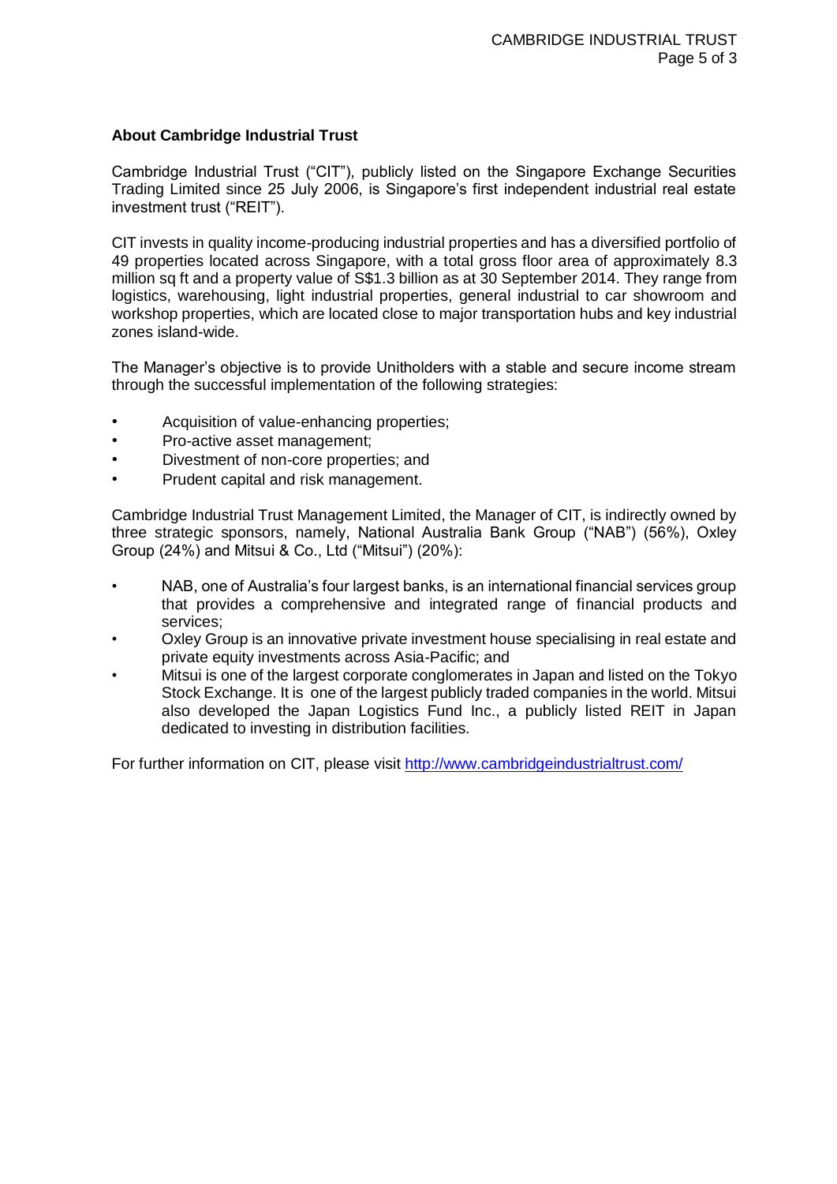**About Cambridge Industrial Trust**

Cambridge Industrial Trust ("CIT"), publicly listed on the Singapore Exchange Securities Trading Limited since 25 July 2006, is Singapore's first independent industrial real estate investment trust ("REIT").

CIT invests in quality income-producing industrial properties and has a diversified portfolio of 49 properties located across Singapore, with a total gross floor area of approximately 8.3 million sq ft and a property value of S$1.3 billion as at 30 September 2014. They range from logistics, warehousing, light industrial properties, general industrial to car showroom and workshop properties, which are located close to major transportation hubs and key industrial zones island-wide.

The Manager's objective is to provide Unitholders with a stable and secure income stream through the successful implementation of the following strategies:

- Acquisition of value-enhancing properties;
- Pro-active asset management;
- Divestment of non-core properties; and
- Prudent capital and risk management.

Cambridge Industrial Trust Management Limited, the Manager of CIT, is indirectly owned by three strategic sponsors, namely, National Australia Bank Group ("NAB") (56%), Oxley Group (24%) and Mitsui & Co., Ltd ("Mitsui") (20%):

- NAB, one of Australia's four largest banks, is an international financial services group that provides a comprehensive and integrated range of financial products and services;
- Oxley Group is an innovative private investment house specialising in real estate and private equity investments across Asia-Pacific; and
- Mitsui is one of the largest corporate conglomerates in Japan and listed on the Tokyo Stock Exchange. It is one of the largest publicly traded companies in the world. Mitsui also developed the Japan Logistics Fund Inc., a publicly listed REIT in Japan dedicated to investing in distribution facilities.

For further information on CIT, please visit http://www.cambridgeindustrialtrust.com/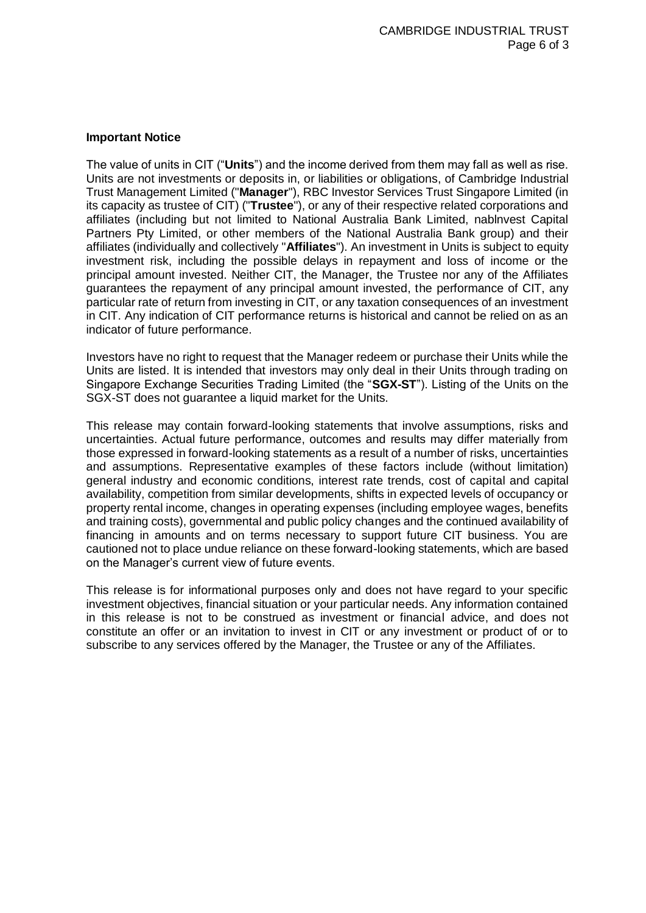**Important Notice**

The value of units in CIT ("**Units**") and the income derived from them may fall as well as rise. Units are not investments or deposits in, or liabilities or obligations, of Cambridge Industrial Trust Management Limited ("**Manager**"), RBC Investor Services Trust Singapore Limited (in its capacity as trustee of CIT) ("**Trustee**"), or any of their respective related corporations and affiliates (including but not limited to National Australia Bank Limited, nablnvest Capital Partners Pty Limited, or other members of the National Australia Bank group) and their affiliates (individually and collectively "**Affiliates**"). An investment in Units is subject to equity investment risk, including the possible delays in repayment and loss of income or the principal amount invested. Neither CIT, the Manager, the Trustee nor any of the Affiliates guarantees the repayment of any principal amount invested, the performance of CIT, any particular rate of return from investing in CIT, or any taxation consequences of an investment in CIT. Any indication of CIT performance returns is historical and cannot be relied on as an indicator of future performance.

Investors have no right to request that the Manager redeem or purchase their Units while the Units are listed. It is intended that investors may only deal in their Units through trading on Singapore Exchange Securities Trading Limited (the "**SGX-ST**"). Listing of the Units on the SGX-ST does not guarantee a liquid market for the Units.

This release may contain forward-looking statements that involve assumptions, risks and uncertainties. Actual future performance, outcomes and results may differ materially from those expressed in forward-looking statements as a result of a number of risks, uncertainties and assumptions. Representative examples of these factors include (without limitation) general industry and economic conditions, interest rate trends, cost of capital and capital availability, competition from similar developments, shifts in expected levels of occupancy or property rental income, changes in operating expenses (including employee wages, benefits and training costs), governmental and public policy changes and the continued availability of financing in amounts and on terms necessary to support future CIT business. You are cautioned not to place undue reliance on these forward-looking statements, which are based on the Manager's current view of future events.

This release is for informational purposes only and does not have regard to your specific investment objectives, financial situation or your particular needs. Any information contained in this release is not to be construed as investment or financial advice, and does not constitute an offer or an invitation to invest in CIT or any investment or product of or to subscribe to any services offered by the Manager, the Trustee or any of the Affiliates.